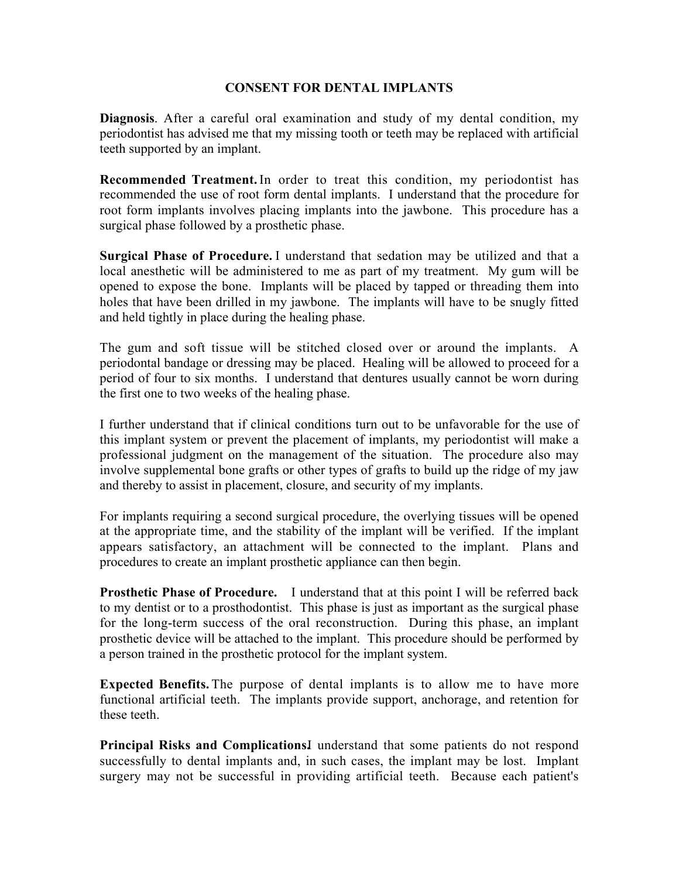# CONSENT FOR DENTAL IMPLANTS

**Diagnosis**. After a careful oral examination and study of my dental condition, my periodontist has advised me that my missing tooth or teeth may be replaced with artificial teeth supported by an implant.

**Recommended Treatment.** In order to treat this condition, my periodontist has recommended the use of root form dental implants. I understand that the procedure for root form implants involves placing implants into the jawbone. This procedure has a surgical phase followed by a prosthetic phase.

**Surgical Phase of Procedure.** I understand that sedation may be utilized and that a local anesthetic will be administered to me as part of my treatment. My gum will be opened to expose the bone. Implants will be placed by tapped or threading them into holes that have been drilled in my jawbone. The implants will have to be snugly fitted and held tightly in place during the healing phase.

The gum and soft tissue will be stitched closed over or around the implants. A periodontal bandage or dressing may be placed. Healing will be allowed to proceed for a period of four to six months. I understand that dentures usually cannot be worn during the first one to two weeks of the healing phase.

I further understand that if clinical conditions turn out to be unfavorable for the use of this implant system or prevent the placement of implants, my periodontist will make a professional judgment on the management of the situation. The procedure also may involve supplemental bone grafts or other types of grafts to build up the ridge of my jaw and thereby to assist in placement, closure, and security of my implants.

For implants requiring a second surgical procedure, the overlying tissues will be opened at the appropriate time, and the stability of the implant will be verified. If the implant appears satisfactory, an attachment will be connected to the implant. Plans and procedures to create an implant prosthetic appliance can then begin.

**Prosthetic Phase of Procedure.** I understand that at this point I will be referred back to my dentist or to a prosthodontist. This phase is just as important as the surgical phase for the long-term success of the oral reconstruction. During this phase, an implant prosthetic device will be attached to the implant. This procedure should be performed by a person trained in the prosthetic protocol for the implant system.

**Expected Benefits.** The purpose of dental implants is to allow me to have more functional artificial teeth. The implants provide support, anchorage, and retention for these teeth.

**Principal Risks and Complications.** I understand that some patients do not respond successfully to dental implants and, in such cases, the implant may be lost. Implant surgery may not be successful in providing artificial teeth. Because each patient's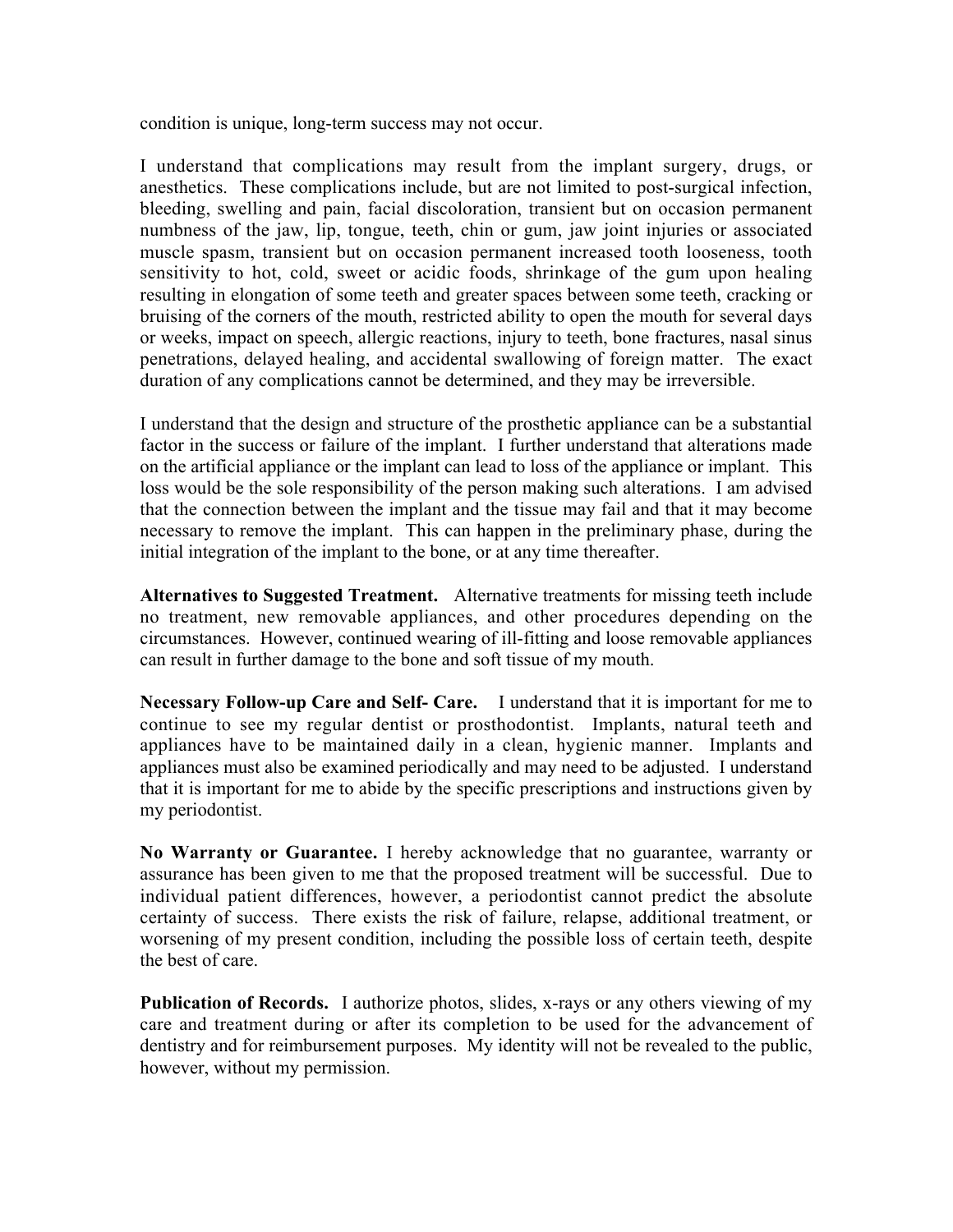condition is unique, long-term success may not occur.

I understand that complications may result from the implant surgery, drugs, or anesthetics. These complications include, but are not limited to post-surgical infection, bleeding, swelling and pain, facial discoloration, transient but on occasion permanent numbness of the jaw, lip, tongue, teeth, chin or gum, jaw joint injuries or associated muscle spasm, transient but on occasion permanent increased tooth looseness, tooth sensitivity to hot, cold, sweet or acidic foods, shrinkage of the gum upon healing resulting in elongation of some teeth and greater spaces between some teeth, cracking or bruising of the corners of the mouth, restricted ability to open the mouth for several days or weeks, impact on speech, allergic reactions, injury to teeth, bone fractures, nasal sinus penetrations, delayed healing, and accidental swallowing of foreign matter. The exact duration of any complications cannot be determined, and they may be irreversible.

I understand that the design and structure of the prosthetic appliance can be a substantial factor in the success or failure of the implant. I further understand that alterations made on the artificial appliance or the implant can lead to loss of the appliance or implant. This loss would be the sole responsibility of the person making such alterations. I am advised that the connection between the implant and the tissue may fail and that it may become necessary to remove the implant. This can happen in the preliminary phase, during the initial integration of the implant to the bone, or at any time thereafter.

**Alternatives to Suggested Treatment.** Alternative treatments for missing teeth include no treatment, new removable appliances, and other procedures depending on the circumstances. However, continued wearing of ill-fitting and loose removable appliances can result in further damage to the bone and soft tissue of my mouth.

**Necessary Follow-up Care and Self- Care.** I understand that it is important for me to continue to see my regular dentist or prosthodontist. Implants, natural teeth and appliances have to be maintained daily in a clean, hygienic manner. Implants and appliances must also be examined periodically and may need to be adjusted. I understand that it is important for me to abide by the specific prescriptions and instructions given by my periodontist.

**No Warranty or Guarantee.** I hereby acknowledge that no guarantee, warranty or assurance has been given to me that the proposed treatment will be successful. Due to individual patient differences, however, a periodontist cannot predict the absolute certainty of success. There exists the risk of failure, relapse, additional treatment, or worsening of my present condition, including the possible loss of certain teeth, despite the best of care.

**Publication of Records.** I authorize photos, slides, x-rays or any others viewing of my care and treatment during or after its completion to be used for the advancement of dentistry and for reimbursement purposes. My identity will not be revealed to the public, however, without my permission.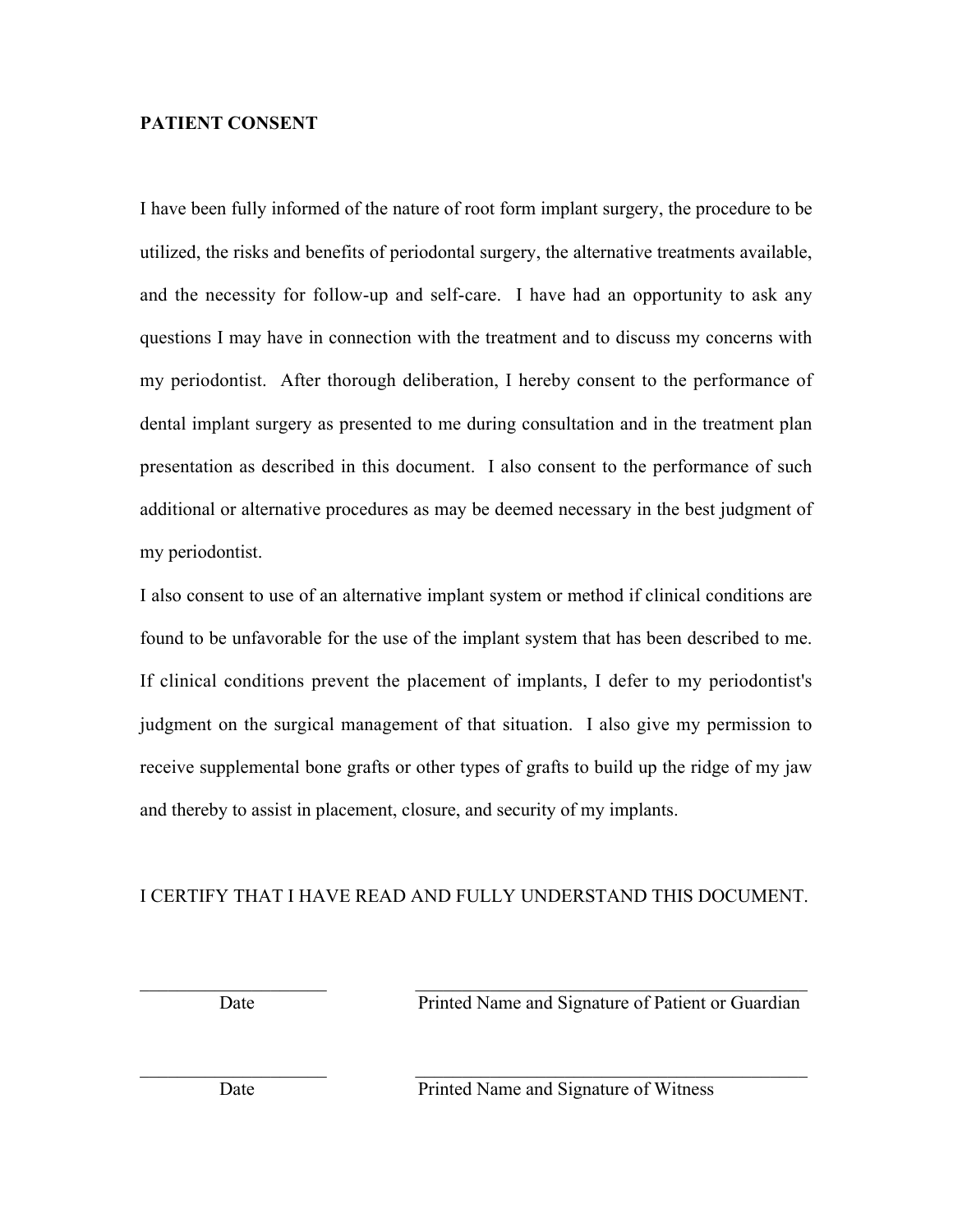**PATIENT CONSENT**

I have been fully informed of the nature of root form implant surgery, the procedure to be utilized, the risks and benefits of periodontal surgery, the alternative treatments available, and the necessity for follow-up and self-care. I have had an opportunity to ask any questions I may have in connection with the treatment and to discuss my concerns with my periodontist. After thorough deliberation, I hereby consent to the performance of dental implant surgery as presented to me during consultation and in the treatment plan presentation as described in this document. I also consent to the performance of such additional or alternative procedures as may be deemed necessary in the best judgment of my periodontist.

I also consent to use of an alternative implant system or method if clinical conditions are found to be unfavorable for the use of the implant system that has been described to me. If clinical conditions prevent the placement of implants, I defer to my periodontist's judgment on the surgical management of that situation. I also give my permission to receive supplemental bone grafts or other types of grafts to build up the ridge of my jaw and thereby to assist in placement, closure, and security of my implants.

I CERTIFY THAT I HAVE READ AND FULLY UNDERSTAND THIS DOCUMENT.

\_\_\_\_\_\_\_\_\_\_\_\_\_\_\_\_\_\_\_\_ \_\_\_\_\_\_\_\_\_\_\_\_\_\_\_\_\_\_\_\_\_\_\_\_\_\_\_\_\_\_\_\_\_\_\_\_\_\_\_\_

Date Printed Name and Signature of Patient or Guardian

\_\_\_\_\_\_\_\_\_\_\_\_\_\_\_\_\_\_\_\_ \_\_\_\_\_\_\_\_\_\_\_\_\_\_\_\_\_\_\_\_\_\_\_\_\_\_\_\_\_\_\_\_\_\_\_\_\_\_\_\_

Date Printed Name and Signature of Witness